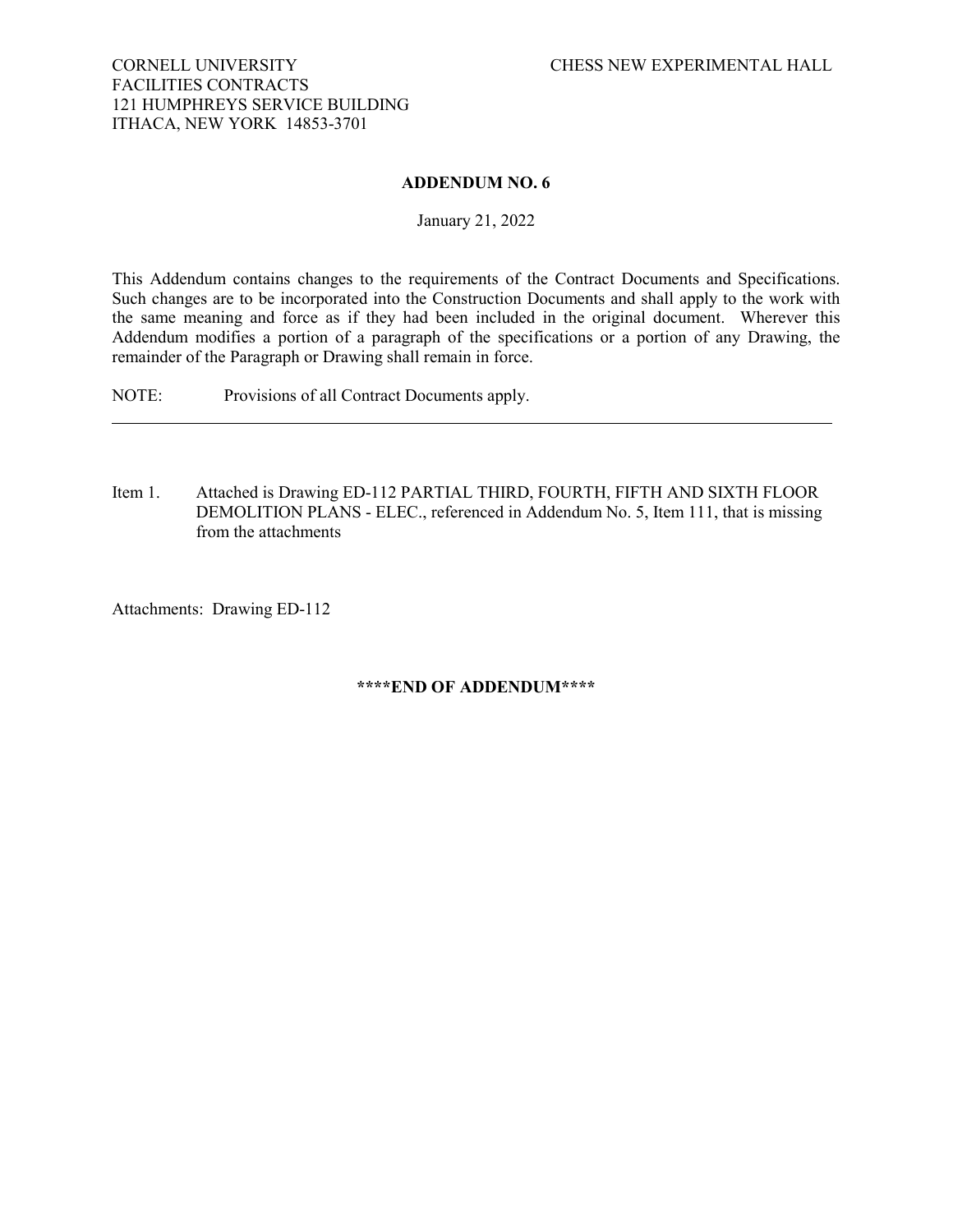CORNELL UNIVERSITY
FACILITIES CONTRACTS
121 HUMPHREYS SERVICE BUILDING
ITHACA, NEW YORK 14853-3701

CHESS NEW EXPERIMENTAL HALL

## ADDENDUM NO. 6

January 21, 2022

This Addendum contains changes to the requirements of the Contract Documents and Specifications. Such changes are to be incorporated into the Construction Documents and shall apply to the work with the same meaning and force as if they had been included in the original document. Wherever this Addendum modifies a portion of a paragraph of the specifications or a portion of any Drawing, the remainder of the Paragraph or Drawing shall remain in force.

NOTE: Provisions of all Contract Documents apply.

---

Item 1. Attached is Drawing ED-112 PARTIAL THIRD, FOURTH, FIFTH AND SIXTH FLOOR DEMOLITION PLANS - ELEC., referenced in Addendum No. 5, Item 111, that is missing from the attachments

Attachments: Drawing ED-112

**\*\*\*\*END OF ADDENDUM\*\*\*\***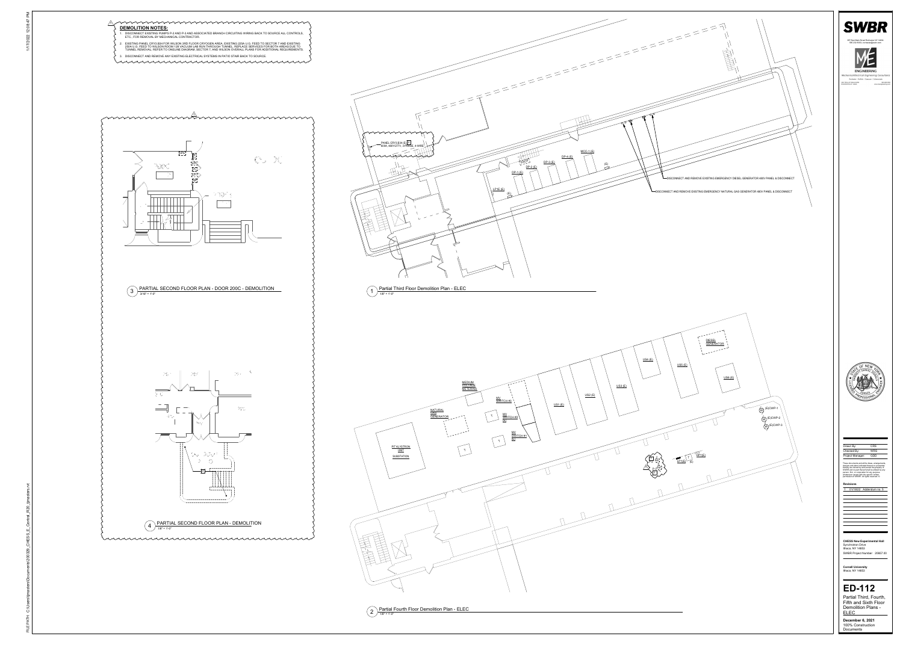## DEMOLITION NOTES:

1. DISCONNECT EXISTING PUMPS P-2 AND P-3 AND ASSOCIATED BRANCH CIRCUITING WIRING BACK TO SOURCE ALL CONTROLS, ETC., FOR REMOVAL BY MECHANICAL CONTRACTOR.
2. EXISTING PANEL CRY3.B34 FOR WILSON 3RD FLOOR CRYOGEN AREA, EXISTING 225A U.G. FEED TO SECTOR 7 AND EXISTING 230A U.G. FEED TO WILSON ROOM 128 VACUUM LAB RUN THROUGH TUNNEL. REPLACE SERVICES FOR BOTH AREAS DUE TO TUNNEL REMOVAL. REFER TO ONELINE DIAGRAM, SECTOR 7, AND WILSON OVERALL PLANS FOR ADDITIONAL REQUIREMENTS.
3. DISCONNECT AND REMOVE ANY EXISTING ELECTRICAL SYSTEMS IN PATIO STAIR BACK TO SOURCE.

3 PARTIAL SECOND FLOOR PLAN - DOOR 200C - DEMOLITION
3/16" = 1'-0"

4 PARTIAL SECOND FLOOR PLAN - DEMOLITION
1/8" = 1'-0"

1 Partial Third Floor Demolition Plan - ELEC
1/8" = 1'-0"

PANEL CRY3.B34 (E) 2
800A, 480Y/277V, 3-PHASE, 4-WIRE

DP-1 (E)
DP-2 (E)
DP-3 (E)
DP-4 (E)
MCC-1 (E)
LP1E (E)

DISCONNECT AND REMOVE EXISTING EMERGENCY DIESEL GENERATOR 480V PANEL & DISCONNECT

DISCONNECT AND REMOVE EXISTING EMERGENCY NATURAL GAS GENERATOR 480V PANEL & DISCONNECT

2 Partial Fourth Floor Demolition Plan - ELEC
1/8" = 1'-0"

MEDIUM VOLTAGE METERING
MV SWITCH #6
MV SWITCH #9 (E)
MV SWITCH #1 (E)
NATURAL GAS GENERATOR
RT KLYSTRON UNIT SUBSTATION
US1 (E)
US2 (E)
US3 (E)
US4 (E)
US5 (E)
US6 (E)
DIESEL GENERATOR
(E)CWP-1
(E)CWP-2
(E)CWP-3
LP1(E)
PP1(E)

SWBR

ENGINEERING

| | |
|---|---|
| Drawn By: | CRS |
| Checked By: | WRS |
| Project Manager: | GDD |

These documents and all the ideas, arrangements, designs and plans indicated thereon or presented thereby are owned by and remain the property of SWBR and no part thereof shall be utilized by any person, firm, or corporation for any purpose whatsoever except with the specific written permission of SWBR. All rights reserved. ©

**Revisions**

| | | |
|---|---|---|
| 1 | 01/10/22 | Addendum no. 5 |

**CHESS New Experimental Hall**
Synchrotron Drive
Ithaca, NY 14853
SWBR Project Number: 20657.00

**Cornell University**
Ithaca, NY 14853

# ED-112

Partial Third, Fourth, Fifth and Sixth Floor Demolition Plans - ELEC

**December 6, 2021**
100% Construction Documents